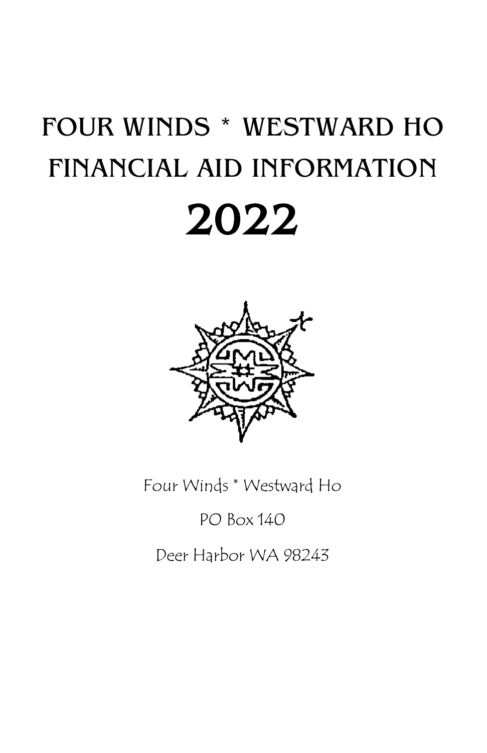# FOUR WINDS * WESTWARD HO FINANCIAL AID INFORMATION

# 2022

Four Winds * Westward Ho

PO Box 140

Deer Harbor WA 98243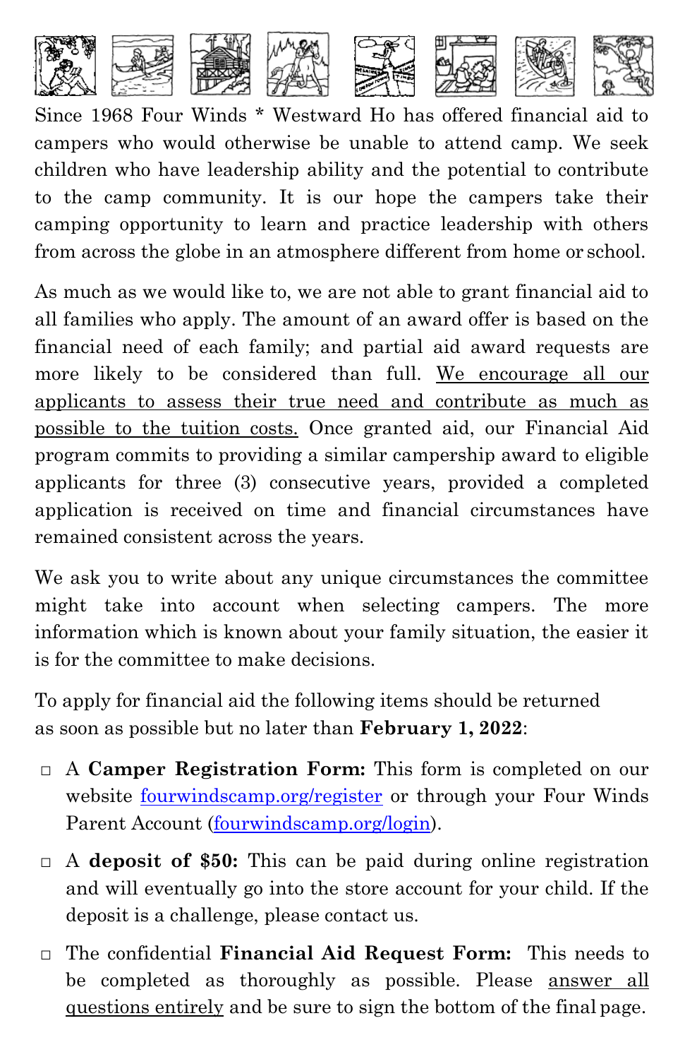Since 1968 Four Winds * Westward Ho has offered financial aid to campers who would otherwise be unable to attend camp. We seek children who have leadership ability and the potential to contribute to the camp community. It is our hope the campers take their camping opportunity to learn and practice leadership with others from across the globe in an atmosphere different from home or school.

As much as we would like to, we are not able to grant financial aid to all families who apply. The amount of an award offer is based on the financial need of each family; and partial aid award requests are more likely to be considered than full. <u>We encourage all our applicants to assess their true need and contribute as much as possible to the tuition costs.</u> Once granted aid, our Financial Aid program commits to providing a similar campership award to eligible applicants for three (3) consecutive years, provided a completed application is received on time and financial circumstances have remained consistent across the years.

We ask you to write about any unique circumstances the committee might take into account when selecting campers. The more information which is known about your family situation, the easier it is for the committee to make decisions.

To apply for financial aid the following items should be returned as soon as possible but no later than **February 1, 2022**:

- ☐ A **Camper Registration Form:** This form is completed on our website fourwindscamp.org/register or through your Four Winds Parent Account (fourwindscamp.org/login).
- ☐ A **deposit of $50:** This can be paid during online registration and will eventually go into the store account for your child. If the deposit is a challenge, please contact us.
- ☐ The confidential **Financial Aid Request Form:** This needs to be completed as thoroughly as possible. Please <u>answer all questions entirely</u> and be sure to sign the bottom of the final page.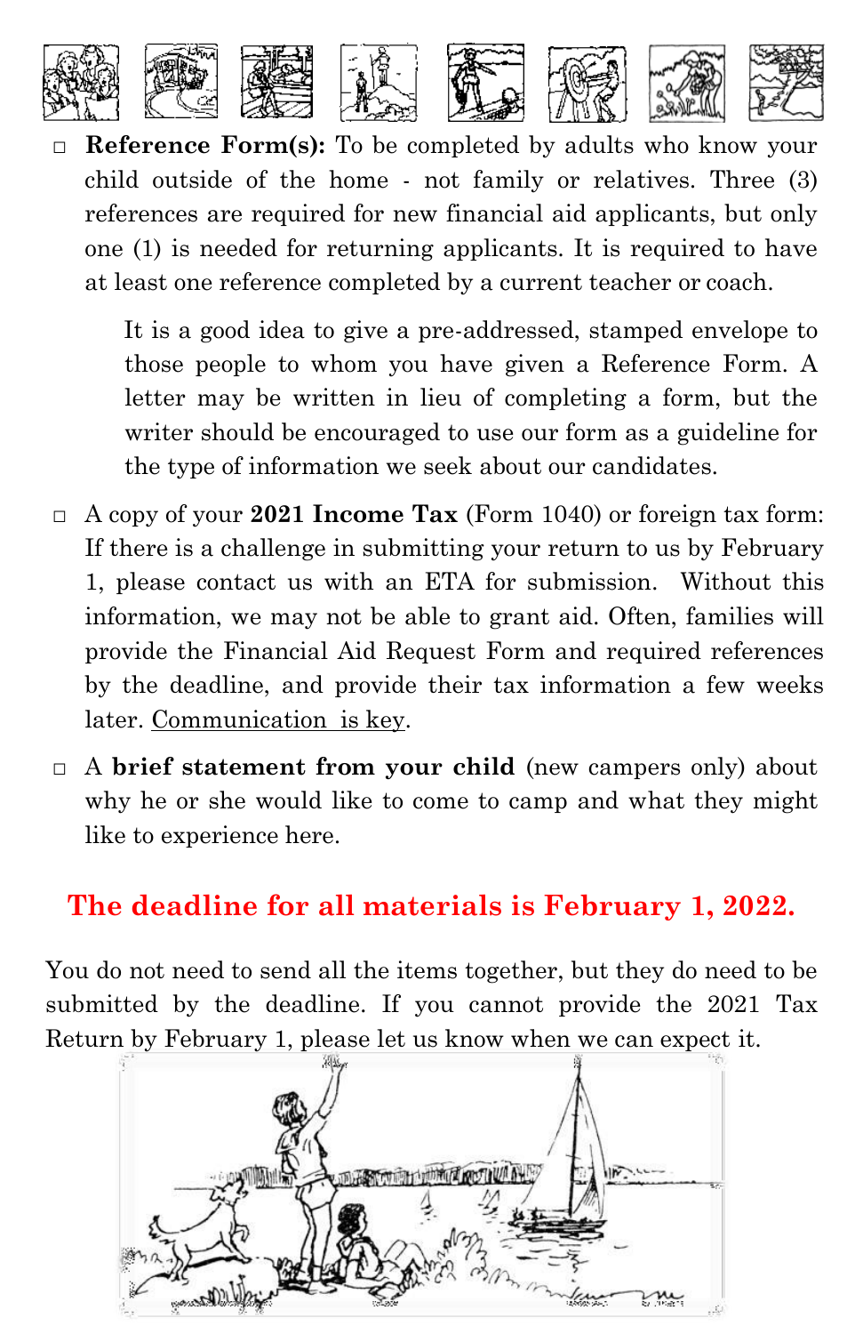- ☐ **Reference Form(s):** To be completed by adults who know your child outside of the home - not family or relatives. Three (3) references are required for new financial aid applicants, but only one (1) is needed for returning applicants. It is required to have at least one reference completed by a current teacher or coach.

  It is a good idea to give a pre-addressed, stamped envelope to those people to whom you have given a Reference Form. A letter may be written in lieu of completing a form, but the writer should be encouraged to use our form as a guideline for the type of information we seek about our candidates.

- ☐ A copy of your **2021 Income Tax** (Form 1040) or foreign tax form: If there is a challenge in submitting your return to us by February 1, please contact us with an ETA for submission. Without this information, we may not be able to grant aid. Often, families will provide the Financial Aid Request Form and required references by the deadline, and provide their tax information a few weeks later. Communication is key.

- ☐ A **brief statement from your child** (new campers only) about why he or she would like to come to camp and what they might like to experience here.

## The deadline for all materials is February 1, 2022.

You do not need to send all the items together, but they do need to be submitted by the deadline. If you cannot provide the 2021 Tax Return by February 1, please let us know when we can expect it.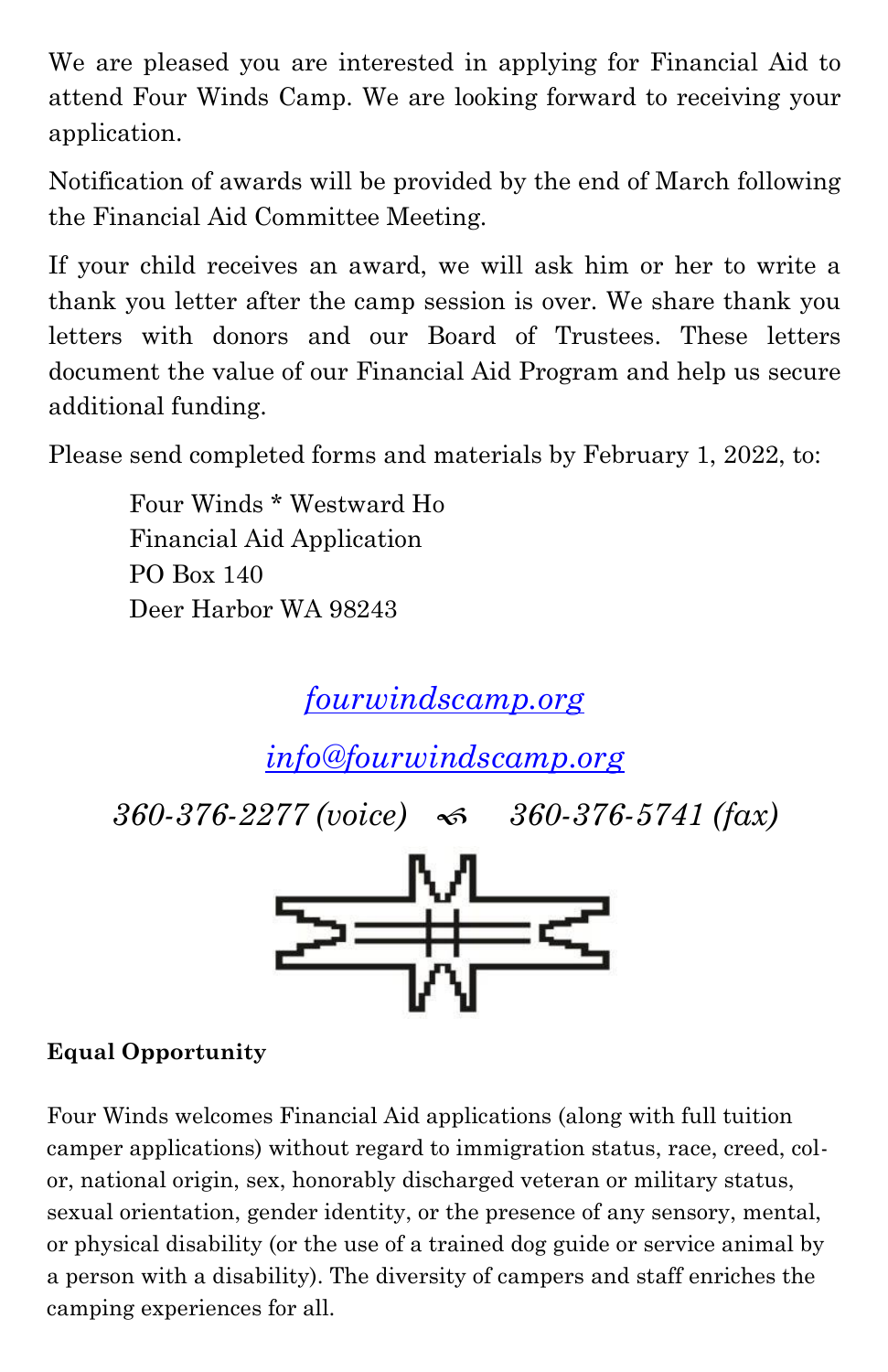We are pleased you are interested in applying for Financial Aid to attend Four Winds Camp. We are looking forward to receiving your application.

Notification of awards will be provided by the end of March following the Financial Aid Committee Meeting.

If your child receives an award, we will ask him or her to write a thank you letter after the camp session is over. We share thank you letters with donors and our Board of Trustees. These letters document the value of our Financial Aid Program and help us secure additional funding.

Please send completed forms and materials by February 1, 2022, to:

> Four Winds * Westward Ho
> Financial Aid Application
> PO Box 140
> Deer Harbor WA 98243

*fourwindscamp.org*

*info@fourwindscamp.org*

*360-376-2277 (voice)* ☙ *360-376-5741 (fax)*

**Equal Opportunity**

Four Winds welcomes Financial Aid applications (along with full tuition camper applications) without regard to immigration status, race, creed, color, national origin, sex, honorably discharged veteran or military status, sexual orientation, gender identity, or the presence of any sensory, mental, or physical disability (or the use of a trained dog guide or service animal by a person with a disability). The diversity of campers and staff enriches the camping experiences for all.